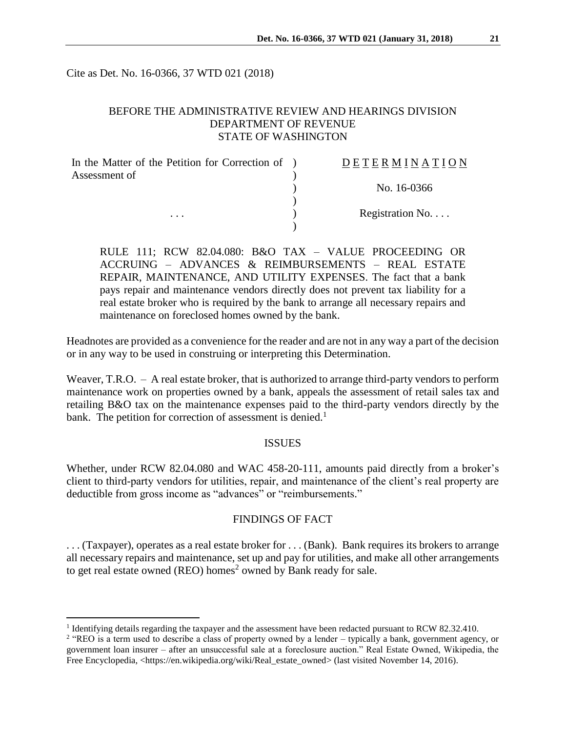Cite as Det. No. 16-0366, 37 WTD 021 (2018)

BEFORE THE ADMINISTRATIVE REVIEW AND HEARINGS DIVISION
DEPARTMENT OF REVENUE
STATE OF WASHINGTON

| In the Matter of the Petition for Correction of Assessment of | ) | D E T E R M I N A T I O N |
| --- | --- | --- |
| | ) | No. 16-0366 |
| . . . | ) | Registration No. . . . |

RULE 111; RCW 82.04.080: B&O TAX – VALUE PROCEEDING OR ACCRUING – ADVANCES & REIMBURSEMENTS – REAL ESTATE REPAIR, MAINTENANCE, AND UTILITY EXPENSES. The fact that a bank pays repair and maintenance vendors directly does not prevent tax liability for a real estate broker who is required by the bank to arrange all necessary repairs and maintenance on foreclosed homes owned by the bank.

Headnotes are provided as a convenience for the reader and are not in any way a part of the decision or in any way to be used in construing or interpreting this Determination.

Weaver, T.R.O. – A real estate broker, that is authorized to arrange third-party vendors to perform maintenance work on properties owned by a bank, appeals the assessment of retail sales tax and retailing B&O tax on the maintenance expenses paid to the third-party vendors directly by the bank. The petition for correction of assessment is denied.[1]

## ISSUES

Whether, under RCW 82.04.080 and WAC 458-20-111, amounts paid directly from a broker's client to third-party vendors for utilities, repair, and maintenance of the client's real property are deductible from gross income as "advances" or "reimbursements."

## FINDINGS OF FACT

. . . (Taxpayer), operates as a real estate broker for . . . (Bank). Bank requires its brokers to arrange all necessary repairs and maintenance, set up and pay for utilities, and make all other arrangements to get real estate owned (REO) homes[2] owned by Bank ready for sale.

---

[1] Identifying details regarding the taxpayer and the assessment have been redacted pursuant to RCW 82.32.410.

[2] "REO is a term used to describe a class of property owned by a lender – typically a bank, government agency, or government loan insurer – after an unsuccessful sale at a foreclosure auction." Real Estate Owned, Wikipedia, the Free Encyclopedia, <https://en.wikipedia.org/wiki/Real_estate_owned> (last visited November 14, 2016).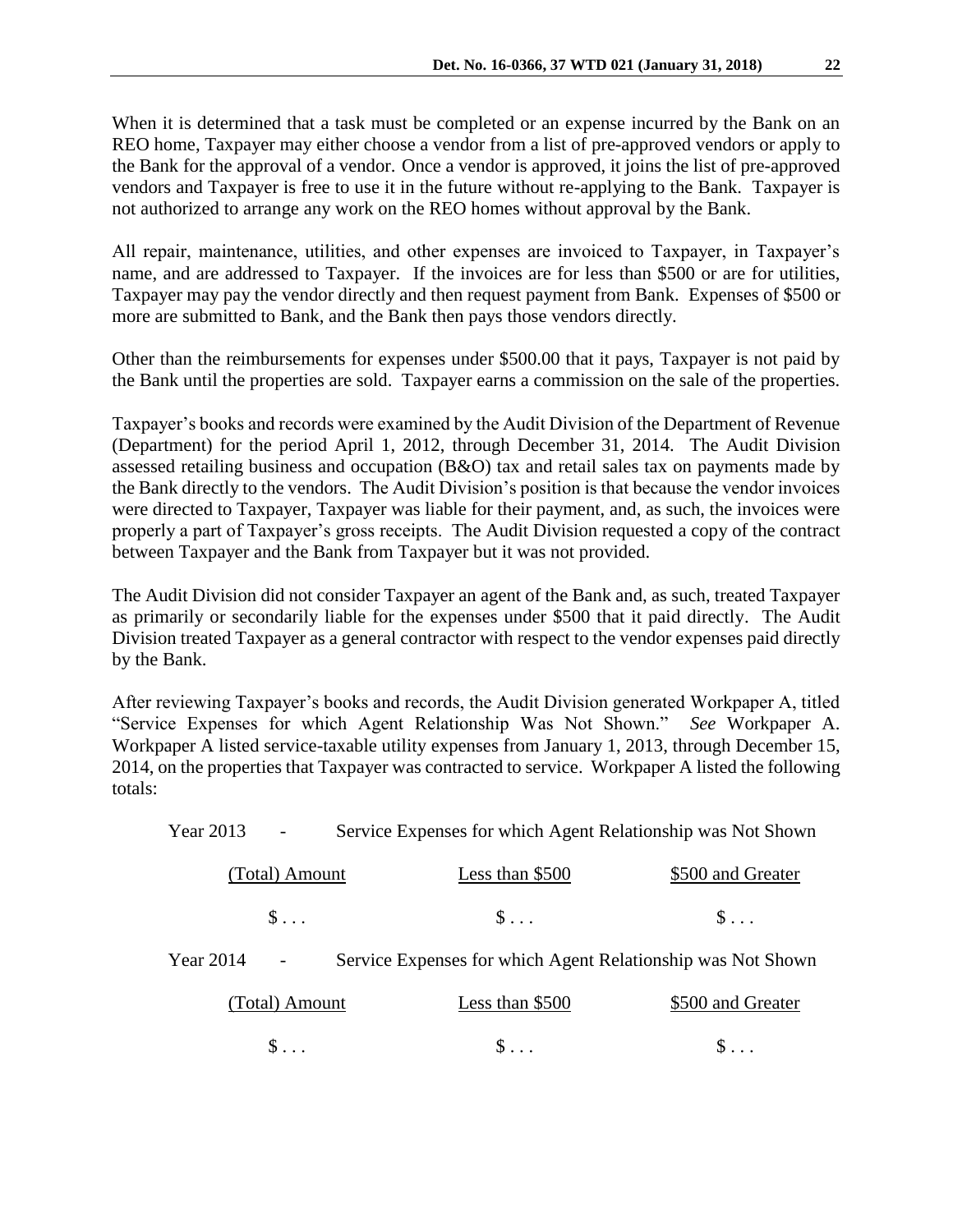When it is determined that a task must be completed or an expense incurred by the Bank on an REO home, Taxpayer may either choose a vendor from a list of pre-approved vendors or apply to the Bank for the approval of a vendor. Once a vendor is approved, it joins the list of pre-approved vendors and Taxpayer is free to use it in the future without re-applying to the Bank. Taxpayer is not authorized to arrange any work on the REO homes without approval by the Bank.

All repair, maintenance, utilities, and other expenses are invoiced to Taxpayer, in Taxpayer's name, and are addressed to Taxpayer. If the invoices are for less than $500 or are for utilities, Taxpayer may pay the vendor directly and then request payment from Bank. Expenses of $500 or more are submitted to Bank, and the Bank then pays those vendors directly.

Other than the reimbursements for expenses under $500.00 that it pays, Taxpayer is not paid by the Bank until the properties are sold. Taxpayer earns a commission on the sale of the properties.

Taxpayer's books and records were examined by the Audit Division of the Department of Revenue (Department) for the period April 1, 2012, through December 31, 2014. The Audit Division assessed retailing business and occupation (B&O) tax and retail sales tax on payments made by the Bank directly to the vendors. The Audit Division's position is that because the vendor invoices were directed to Taxpayer, Taxpayer was liable for their payment, and, as such, the invoices were properly a part of Taxpayer's gross receipts. The Audit Division requested a copy of the contract between Taxpayer and the Bank from Taxpayer but it was not provided.

The Audit Division did not consider Taxpayer an agent of the Bank and, as such, treated Taxpayer as primarily or secondarily liable for the expenses under $500 that it paid directly. The Audit Division treated Taxpayer as a general contractor with respect to the vendor expenses paid directly by the Bank.

After reviewing Taxpayer's books and records, the Audit Division generated Workpaper A, titled "Service Expenses for which Agent Relationship Was Not Shown." *See* Workpaper A. Workpaper A listed service-taxable utility expenses from January 1, 2013, through December 15, 2014, on the properties that Taxpayer was contracted to service. Workpaper A listed the following totals:

Year 2013 - Service Expenses for which Agent Relationship was Not Shown

| (Total) Amount | Less than $500 | $500 and Greater |
|---|---|---|
| $ . . . | $ . . . | $ . . . |

Year 2014 - Service Expenses for which Agent Relationship was Not Shown

| (Total) Amount | Less than $500 | $500 and Greater |
|---|---|---|
| $ . . . | $ . . . | $ . . . |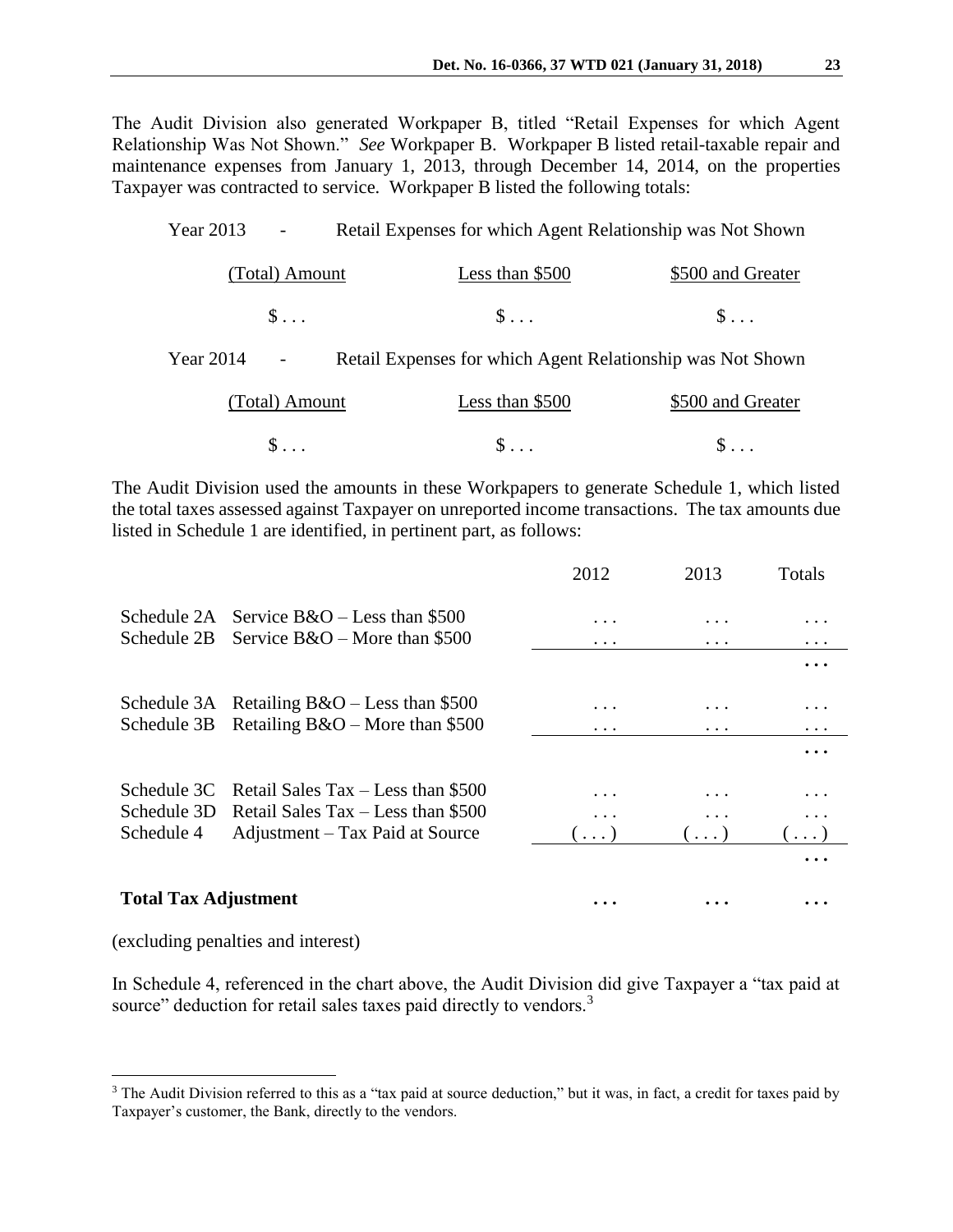The Audit Division also generated Workpaper B, titled "Retail Expenses for which Agent Relationship Was Not Shown." *See* Workpaper B. Workpaper B listed retail-taxable repair and maintenance expenses from January 1, 2013, through December 14, 2014, on the properties Taxpayer was contracted to service. Workpaper B listed the following totals:

Year 2013 - Retail Expenses for which Agent Relationship was Not Shown

| (Total) Amount | Less than $500 | $500 and Greater |
|---|---|---|
| $ . . . | $ . . . | $ . . . |

Year 2014 - Retail Expenses for which Agent Relationship was Not Shown

| (Total) Amount | Less than $500 | $500 and Greater |
|---|---|---|
| $ . . . | $ . . . | $ . . . |

The Audit Division used the amounts in these Workpapers to generate Schedule 1, which listed the total taxes assessed against Taxpayer on unreported income transactions. The tax amounts due listed in Schedule 1 are identified, in pertinent part, as follows:

| | | 2012 | 2013 | Totals |
|---|---|---|---|---|
| Schedule 2A | Service B&O – Less than $500 | . . . | . . . | . . . |
| Schedule 2B | Service B&O – More than $500 | . . . | . . . | . . . |
| | | | | **. . .** |
| Schedule 3A | Retailing B&O – Less than $500 | . . . | . . . | . . . |
| Schedule 3B | Retailing B&O – More than $500 | . . . | . . . | . . . |
| | | | | **. . .** |
| Schedule 3C | Retail Sales Tax – Less than $500 | . . . | . . . | . . . |
| Schedule 3D | Retail Sales Tax – Less than $500 | . . . | . . . | . . . |
| Schedule 4 | Adjustment – Tax Paid at Source | ( . . . ) | ( . . . ) | ( . . . ) |
| | | | | **. . .** |
| **Total Tax Adjustment** | | **. . .** | **. . .** | **. . .** |

(excluding penalties and interest)

In Schedule 4, referenced in the chart above, the Audit Division did give Taxpayer a "tax paid at source" deduction for retail sales taxes paid directly to vendors.[3]

[3] The Audit Division referred to this as a "tax paid at source deduction," but it was, in fact, a credit for taxes paid by Taxpayer's customer, the Bank, directly to the vendors.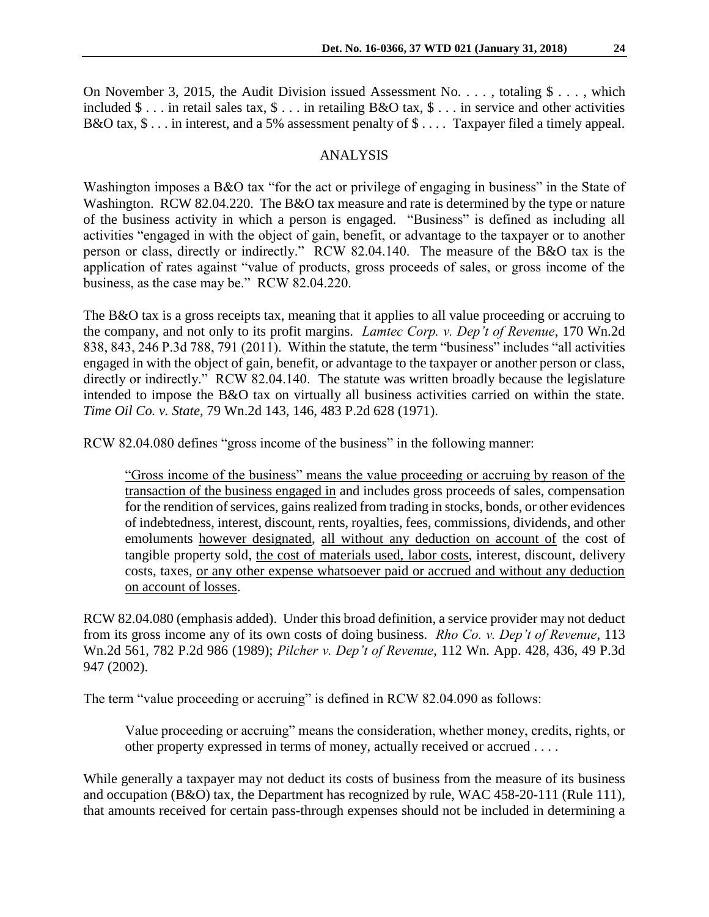On November 3, 2015, the Audit Division issued Assessment No. . . . , totaling $ . . . , which included $ . . . in retail sales tax, $ . . . in retailing B&O tax, $ . . . in service and other activities B&O tax, $ . . . in interest, and a 5% assessment penalty of $ . . . . Taxpayer filed a timely appeal.

## ANALYSIS

Washington imposes a B&O tax "for the act or privilege of engaging in business" in the State of Washington. RCW 82.04.220. The B&O tax measure and rate is determined by the type or nature of the business activity in which a person is engaged. "Business" is defined as including all activities "engaged in with the object of gain, benefit, or advantage to the taxpayer or to another person or class, directly or indirectly." RCW 82.04.140. The measure of the B&O tax is the application of rates against "value of products, gross proceeds of sales, or gross income of the business, as the case may be." RCW 82.04.220.

The B&O tax is a gross receipts tax, meaning that it applies to all value proceeding or accruing to the company, and not only to its profit margins. *Lamtec Corp. v. Dep't of Revenue*, 170 Wn.2d 838, 843, 246 P.3d 788, 791 (2011). Within the statute, the term "business" includes "all activities engaged in with the object of gain, benefit, or advantage to the taxpayer or another person or class, directly or indirectly." RCW 82.04.140. The statute was written broadly because the legislature intended to impose the B&O tax on virtually all business activities carried on within the state. *Time Oil Co. v. State,* 79 Wn.2d 143, 146, 483 P.2d 628 (1971).

RCW 82.04.080 defines "gross income of the business" in the following manner:

> "Gross income of the business" means the value proceeding or accruing by reason of the transaction of the business engaged in and includes gross proceeds of sales, compensation for the rendition of services, gains realized from trading in stocks, bonds, or other evidences of indebtedness, interest, discount, rents, royalties, fees, commissions, dividends, and other emoluments however designated, all without any deduction on account of the cost of tangible property sold, the cost of materials used, labor costs, interest, discount, delivery costs, taxes, or any other expense whatsoever paid or accrued and without any deduction on account of losses.

RCW 82.04.080 (emphasis added). Under this broad definition, a service provider may not deduct from its gross income any of its own costs of doing business. *Rho Co. v. Dep't of Revenue*, 113 Wn.2d 561, 782 P.2d 986 (1989); *Pilcher v. Dep't of Revenue*, 112 Wn. App. 428, 436, 49 P.3d 947 (2002).

The term "value proceeding or accruing" is defined in RCW 82.04.090 as follows:

> Value proceeding or accruing" means the consideration, whether money, credits, rights, or other property expressed in terms of money, actually received or accrued . . . .

While generally a taxpayer may not deduct its costs of business from the measure of its business and occupation (B&O) tax, the Department has recognized by rule, WAC 458-20-111 (Rule 111), that amounts received for certain pass-through expenses should not be included in determining a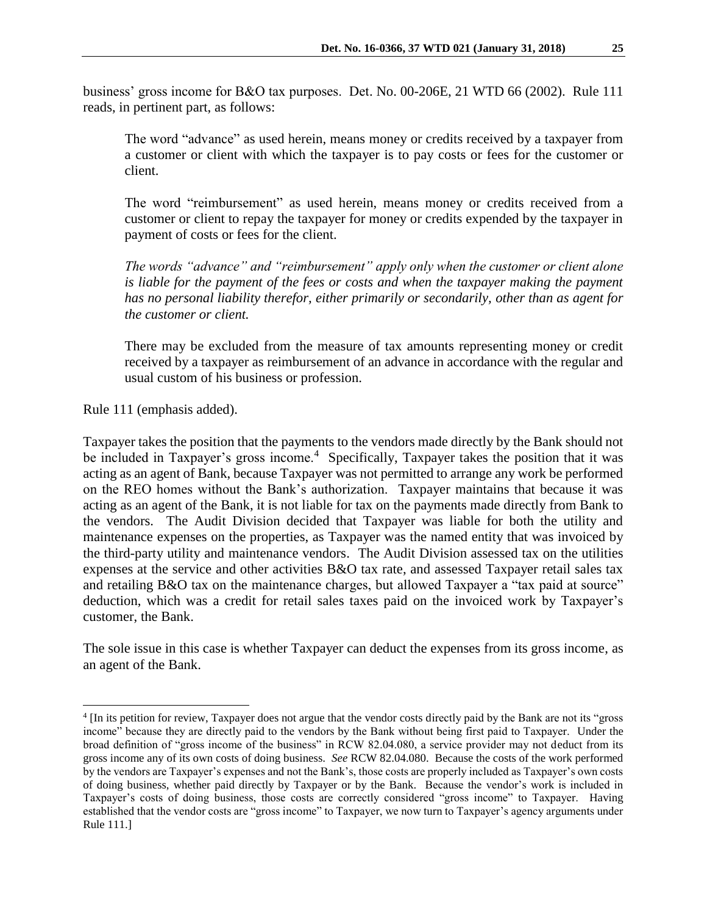business' gross income for B&O tax purposes. Det. No. 00-206E, 21 WTD 66 (2002). Rule 111 reads, in pertinent part, as follows:

> The word "advance" as used herein, means money or credits received by a taxpayer from a customer or client with which the taxpayer is to pay costs or fees for the customer or client.
>
> The word "reimbursement" as used herein, means money or credits received from a customer or client to repay the taxpayer for money or credits expended by the taxpayer in payment of costs or fees for the client.
>
> *The words "advance" and "reimbursement" apply only when the customer or client alone is liable for the payment of the fees or costs and when the taxpayer making the payment has no personal liability therefor, either primarily or secondarily, other than as agent for the customer or client.*
>
> There may be excluded from the measure of tax amounts representing money or credit received by a taxpayer as reimbursement of an advance in accordance with the regular and usual custom of his business or profession.

Rule 111 (emphasis added).

Taxpayer takes the position that the payments to the vendors made directly by the Bank should not be included in Taxpayer's gross income.[4] Specifically, Taxpayer takes the position that it was acting as an agent of Bank, because Taxpayer was not permitted to arrange any work be performed on the REO homes without the Bank's authorization. Taxpayer maintains that because it was acting as an agent of the Bank, it is not liable for tax on the payments made directly from Bank to the vendors. The Audit Division decided that Taxpayer was liable for both the utility and maintenance expenses on the properties, as Taxpayer was the named entity that was invoiced by the third-party utility and maintenance vendors. The Audit Division assessed tax on the utilities expenses at the service and other activities B&O tax rate, and assessed Taxpayer retail sales tax and retailing B&O tax on the maintenance charges, but allowed Taxpayer a "tax paid at source" deduction, which was a credit for retail sales taxes paid on the invoiced work by Taxpayer's customer, the Bank.

The sole issue in this case is whether Taxpayer can deduct the expenses from its gross income, as an agent of the Bank.

---

[4] [In its petition for review, Taxpayer does not argue that the vendor costs directly paid by the Bank are not its "gross income" because they are directly paid to the vendors by the Bank without being first paid to Taxpayer. Under the broad definition of "gross income of the business" in RCW 82.04.080, a service provider may not deduct from its gross income any of its own costs of doing business. *See* RCW 82.04.080. Because the costs of the work performed by the vendors are Taxpayer's expenses and not the Bank's, those costs are properly included as Taxpayer's own costs of doing business, whether paid directly by Taxpayer or by the Bank. Because the vendor's work is included in Taxpayer's costs of doing business, those costs are correctly considered "gross income" to Taxpayer. Having established that the vendor costs are "gross income" to Taxpayer, we now turn to Taxpayer's agency arguments under Rule 111.]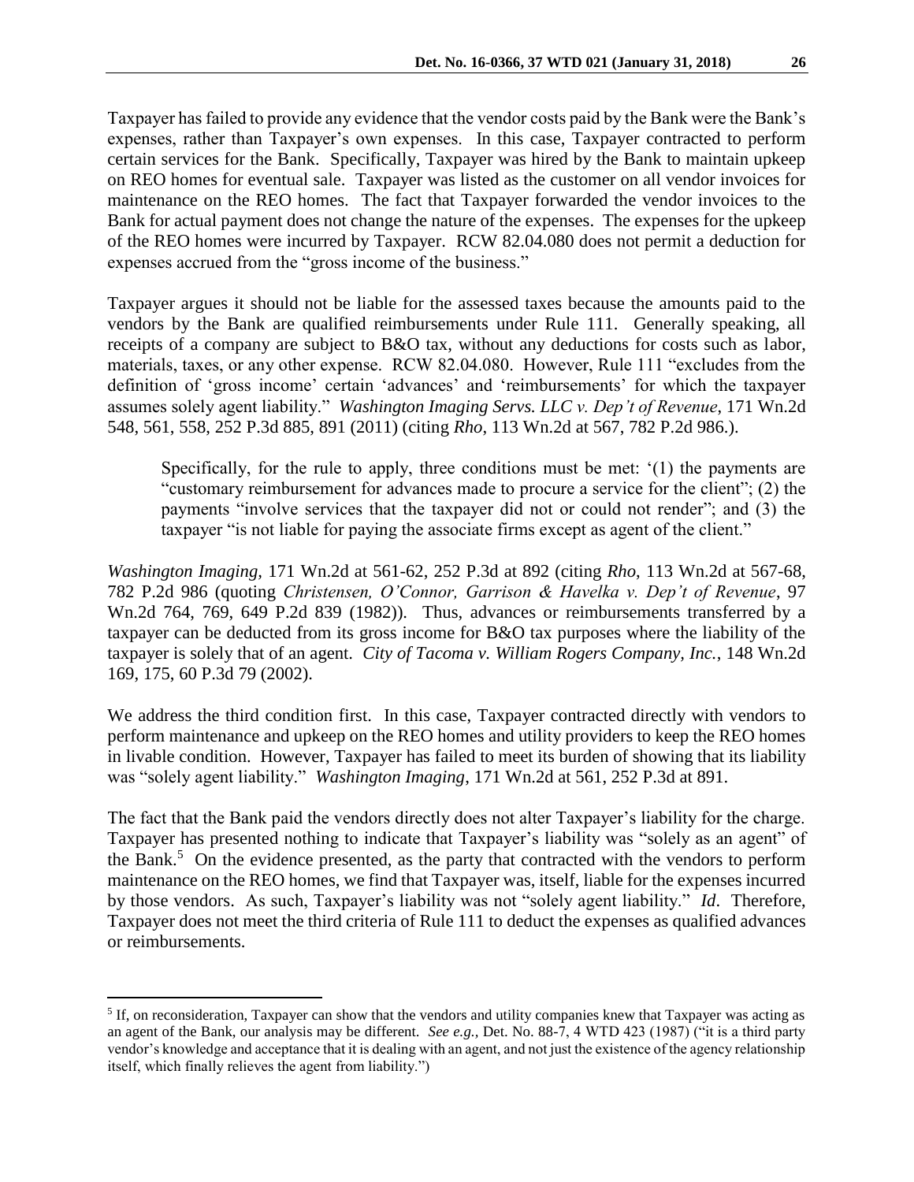Taxpayer has failed to provide any evidence that the vendor costs paid by the Bank were the Bank's expenses, rather than Taxpayer's own expenses. In this case, Taxpayer contracted to perform certain services for the Bank. Specifically, Taxpayer was hired by the Bank to maintain upkeep on REO homes for eventual sale. Taxpayer was listed as the customer on all vendor invoices for maintenance on the REO homes. The fact that Taxpayer forwarded the vendor invoices to the Bank for actual payment does not change the nature of the expenses. The expenses for the upkeep of the REO homes were incurred by Taxpayer. RCW 82.04.080 does not permit a deduction for expenses accrued from the "gross income of the business."

Taxpayer argues it should not be liable for the assessed taxes because the amounts paid to the vendors by the Bank are qualified reimbursements under Rule 111. Generally speaking, all receipts of a company are subject to B&O tax, without any deductions for costs such as labor, materials, taxes, or any other expense. RCW 82.04.080. However, Rule 111 "excludes from the definition of 'gross income' certain 'advances' and 'reimbursements' for which the taxpayer assumes solely agent liability." *Washington Imaging Servs. LLC v. Dep't of Revenue*, 171 Wn.2d 548, 561, 558, 252 P.3d 885, 891 (2011) (citing *Rho*, 113 Wn.2d at 567, 782 P.2d 986.).

> Specifically, for the rule to apply, three conditions must be met: '(1) the payments are "customary reimbursement for advances made to procure a service for the client"; (2) the payments "involve services that the taxpayer did not or could not render"; and (3) the taxpayer "is not liable for paying the associate firms except as agent of the client."

*Washington Imaging,* 171 Wn.2d at 561-62, 252 P.3d at 892 (citing *Rho*, 113 Wn.2d at 567-68, 782 P.2d 986 (quoting *Christensen, O'Connor, Garrison & Havelka v. Dep't of Revenue*, 97 Wn.2d 764, 769, 649 P.2d 839 (1982)). Thus, advances or reimbursements transferred by a taxpayer can be deducted from its gross income for B&O tax purposes where the liability of the taxpayer is solely that of an agent. *City of Tacoma v. William Rogers Company, Inc.*, 148 Wn.2d 169, 175, 60 P.3d 79 (2002).

We address the third condition first. In this case, Taxpayer contracted directly with vendors to perform maintenance and upkeep on the REO homes and utility providers to keep the REO homes in livable condition. However, Taxpayer has failed to meet its burden of showing that its liability was "solely agent liability." *Washington Imaging*, 171 Wn.2d at 561, 252 P.3d at 891.

The fact that the Bank paid the vendors directly does not alter Taxpayer's liability for the charge. Taxpayer has presented nothing to indicate that Taxpayer's liability was "solely as an agent" of the Bank.[5] On the evidence presented, as the party that contracted with the vendors to perform maintenance on the REO homes, we find that Taxpayer was, itself, liable for the expenses incurred by those vendors. As such, Taxpayer's liability was not "solely agent liability." *Id*. Therefore, Taxpayer does not meet the third criteria of Rule 111 to deduct the expenses as qualified advances or reimbursements.

---

[5] If, on reconsideration, Taxpayer can show that the vendors and utility companies knew that Taxpayer was acting as an agent of the Bank, our analysis may be different. *See e.g.,* Det. No. 88-7, 4 WTD 423 (1987) ("it is a third party vendor's knowledge and acceptance that it is dealing with an agent, and not just the existence of the agency relationship itself, which finally relieves the agent from liability.")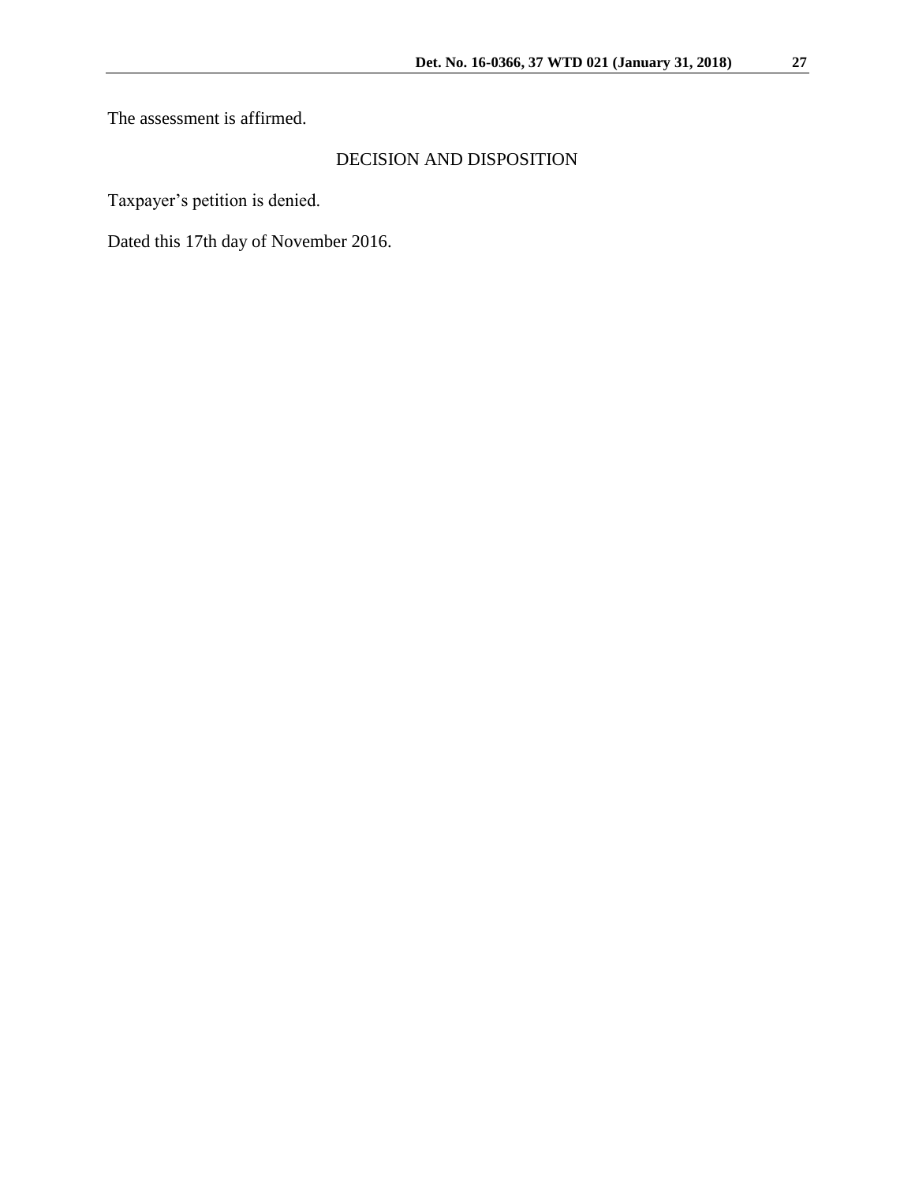The assessment is affirmed.

## DECISION AND DISPOSITION

Taxpayer's petition is denied.

Dated this 17th day of November 2016.